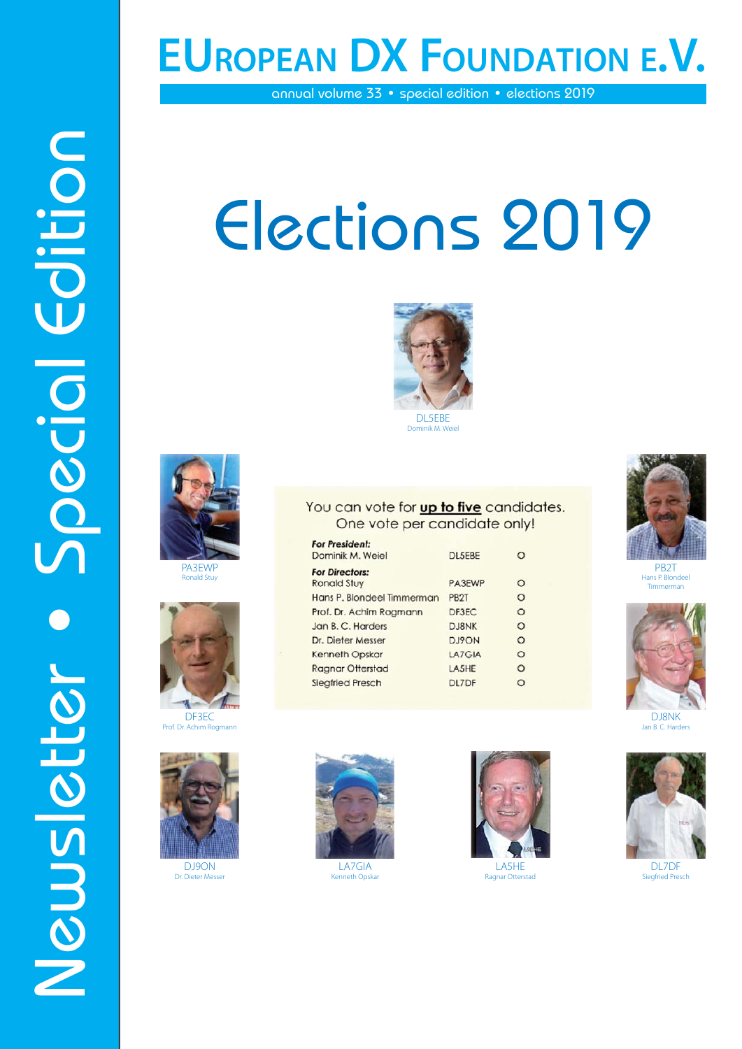# EUROPEAN DX FOUNDATION E.V.

annual volume 33 • special edition • elections 2019

Newsletter • Special Edition

# Elections 2019

DL5EBE
Dominik M. Weiel

PA3EWP
Ronald Stuy

DF3EC
Prof. Dr. Achim Rogmann

You can vote for **up to five** candidates.
One vote per candidate only!

| | | |
|---|---|---|
| ***For President:*** | | |
| Dominik M. Weiel | DL5EBE | O |
| ***For Directors:*** | | |
| Ronald Stuy | PA3EWP | O |
| Hans P. Blondeel Timmerman | PB2T | O |
| Prof. Dr. Achim Rogmann | DF3EC | O |
| Jan B. C. Harders | DJ8NK | O |
| Dr. Dieter Messer | DJ9ON | O |
| Kenneth Opskar | LA7GIA | O |
| Ragnar Otterstad | LA5HE | O |
| Siegfried Presch | DL7DF | O |

PB2T
Hans P. Blondeel Timmerman

DJ8NK
Jan B. C. Harders

DJ9ON
Dr. Dieter Messer

LA7GIA
Kenneth Opskar

LA5HE
Ragnar Otterstad

DL7DF
Siegfried Presch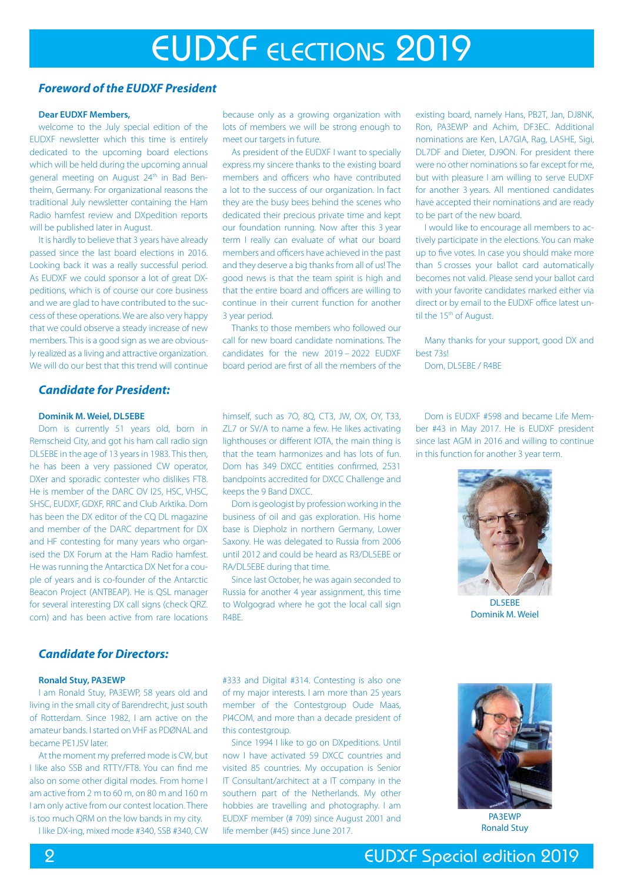# EUDXF ELECTIONS 2019

## *Foreword of the EUDXF President*

**Dear EUDXF Members,**

welcome to the July special edition of the EUDXF newsletter which this time is entirely dedicated to the upcoming board elections which will be held during the upcoming annual general meeting on August 24th in Bad Bentheim, Germany. For organizational reasons the traditional July newsletter containing the Ham Radio hamfest review and DXpedition reports will be published later in August.

It is hardly to believe that 3 years have already passed since the last board elections in 2016. Looking back it was a really successful period. As EUDXF we could sponsor a lot of great DXpeditions, which is of course our core business and we are glad to have contributed to the success of these operations. We are also very happy that we could observe a steady increase of new members. This is a good sign as we are obviously realized as a living and attractive organization. We will do our best that this trend will continue because only as a growing organization with lots of members we will be strong enough to meet our targets in future.

As president of the EUDXF I want to specially express my sincere thanks to the existing board members and officers who have contributed a lot to the success of our organization. In fact they are the busy bees behind the scenes who dedicated their precious private time and kept our foundation running. Now after this 3 year term I really can evaluate of what our board members and officers have achieved in the past and they deserve a big thanks from all of us! The good news is that the team spirit is high and that the entire board and officers are willing to continue in their current function for another 3 year period.

Thanks to those members who followed our call for new board candidate nominations. The candidates for the new 2019 – 2022 EUDXF board period are first of all the members of the existing board, namely Hans, PB2T, Jan, DJ8NK, Ron, PA3EWP and Achim, DF3EC. Additional nominations are Ken, LA7GIA, Rag, LA5HE, Sigi, DL7DF and Dieter, DJ9ON. For president there were no other nominations so far except for me, but with pleasure I am willing to serve EUDXF for another 3 years. All mentioned candidates have accepted their nominations and are ready to be part of the new board.

I would like to encourage all members to actively participate in the elections. You can make up to five votes. In case you should make more than 5 crosses your ballot card automatically becomes not valid. Please send your ballot card with your favorite candidates marked either via direct or by email to the EUDXF office latest until the 15th of August.

Many thanks for your support, good DX and best 73s!

Dom, DL5EBE / R4BE

## *Candidate for President:*

**Dominik M. Weiel, DL5EBE**

Dom is currently 51 years old, born in Remscheid City, and got his ham call radio sign DL5EBE in the age of 13 years in 1983. This then, he has been a very passioned CW operator, DXer and sporadic contester who dislikes FT8. He is member of the DARC OV I25, HSC, VHSC, SHSC, EUDXF, GDXF, RRC and Club Arktika. Dom has been the DX editor of the CQ DL magazine and member of the DARC department for DX and HF contesting for many years who organised the DX Forum at the Ham Radio hamfest. He was running the Antarctica DX Net for a couple of years and is co-founder of the Antarctic Beacon Project (ANTBEAP). He is QSL manager for several interesting DX call signs (check QRZ.com) and has been active from rare locations himself, such as 7O, 8Q, CT3, JW, OX, OY, T33, ZL7 or SV/A to name a few. He likes activating lighthouses or different IOTA, the main thing is that the team harmonizes and has lots of fun. Dom has 349 DXCC entities confirmed, 2531 bandpoints accredited for DXCC Challenge and keeps the 9 Band DXCC.

Dom is geologist by profession working in the business of oil and gas exploration. His home base is Diepholz in northern Germany, Lower Saxony. He was delegated to Russia from 2006 until 2012 and could be heard as R3/DL5EBE or RA/DL5EBE during that time.

Since last October, he was again seconded to Russia for another 4 year assignment, this time to Wolgograd where he got the local call sign R4BE.

Dom is EUDXF #598 and became Life Member #43 in May 2017. He is EUDXF president since last AGM in 2016 and willing to continue in this function for another 3 year term.

DL5EBE
Dominik M. Weiel

## *Candidate for Directors:*

**Ronald Stuy, PA3EWP**

I am Ronald Stuy, PA3EWP, 58 years old and living in the small city of Barendrecht, just south of Rotterdam. Since 1982, I am active on the amateur bands. I started on VHF as PDØNAL and became PE1JSV later.

At the moment my preferred mode is CW, but I like also SSB and RTTY/FT8. You can find me also on some other digital modes. From home I am active from 2 m to 60 m, on 80 m and 160 m I am only active from our contest location. There is too much QRM on the low bands in my city.

I like DX-ing, mixed mode #340, SSB #340, CW #333 and Digital #314. Contesting is also one of my major interests. I am more than 25 years member of the Contestgroup Oude Maas, PI4COM, and more than a decade president of this contestgroup.

Since 1994 I like to go on DXpeditions. Until now I have activated 59 DXCC countries and visited 85 countries. My occupation is Senior IT Consultant/architect at a IT company in the southern part of the Netherlands. My other hobbies are travelling and photography. I am EUDXF member (# 709) since August 2001 and life member (#45) since June 2017.

PA3EWP
Ronald Stuy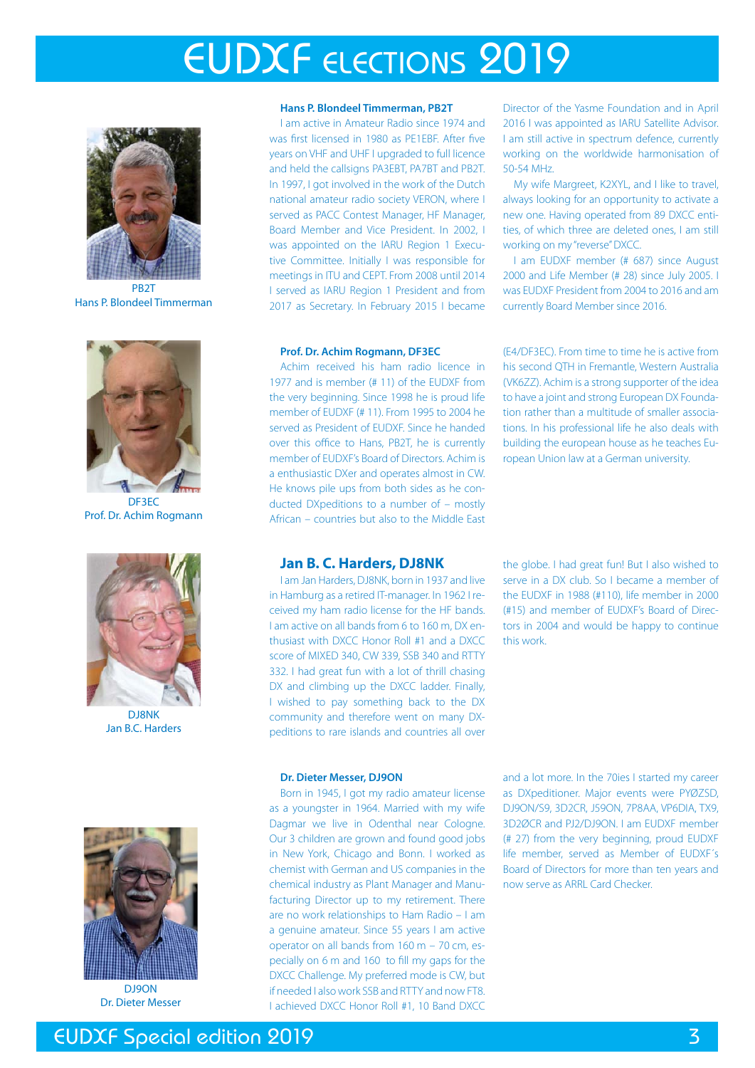# EUDXF ELECTIONS 2019

PB2T
Hans P. Blondeel Timmerman

### Hans P. Blondeel Timmerman, PB2T

I am active in Amateur Radio since 1974 and was first licensed in 1980 as PE1EBF. After five years on VHF and UHF I upgraded to full licence and held the callsigns PA3EBT, PA7BT and PB2T. In 1997, I got involved in the work of the Dutch national amateur radio society VERON, where I served as PACC Contest Manager, HF Manager, Board Member and Vice President. In 2002, I was appointed on the IARU Region 1 Executive Committee. Initially I was responsible for meetings in ITU and CEPT. From 2008 until 2014 I served as IARU Region 1 President and from 2017 as Secretary. In February 2015 I became Director of the Yasme Foundation and in April 2016 I was appointed as IARU Satellite Advisor. I am still active in spectrum defence, currently working on the worldwide harmonisation of 50-54 MHz.

My wife Margreet, K2XYL, and I like to travel, always looking for an opportunity to activate a new one. Having operated from 89 DXCC entities, of which three are deleted ones, I am still working on my "reverse" DXCC.

I am EUDXF member (# 687) since August 2000 and Life Member (# 28) since July 2005. I was EUDXF President from 2004 to 2016 and am currently Board Member since 2016.

DF3EC
Prof. Dr. Achim Rogmann

### Prof. Dr. Achim Rogmann, DF3EC

Achim received his ham radio licence in 1977 and is member (# 11) of the EUDXF from the very beginning. Since 1998 he is proud life member of EUDXF (# 11). From 1995 to 2004 he served as President of EUDXF. Since he handed over this office to Hans, PB2T, he is currently member of EUDXF's Board of Directors. Achim is a enthusiastic DXer and operates almost in CW. He knows pile ups from both sides as he conducted DXpeditions to a number of – mostly African – countries but also to the Middle East (E4/DF3EC). From time to time he is active from his second QTH in Fremantle, Western Australia (VK6ZZ). Achim is a strong supporter of the idea to have a joint and strong European DX Foundation rather than a multitude of smaller associations. In his professional life he also deals with building the european house as he teaches European Union law at a German university.

DJ8NK
Jan B.C. Harders

### Jan B. C. Harders, DJ8NK

I am Jan Harders, DJ8NK, born in 1937 and live in Hamburg as a retired IT-manager. In 1962 I received my ham radio license for the HF bands. I am active on all bands from 6 to 160 m, DX enthusiast with DXCC Honor Roll #1 and a DXCC score of MIXED 340, CW 339, SSB 340 and RTTY 332. I had great fun with a lot of thrill chasing DX and climbing up the DXCC ladder. Finally, I wished to pay something back to the DX community and therefore went on many DXpeditions to rare islands and countries all over the globe. I had great fun! But I also wished to serve in a DX club. So I became a member of the EUDXF in 1988 (#110), life member in 2000 (#15) and member of EUDXF's Board of Directors in 2004 and would be happy to continue this work.

DJ9ON
Dr. Dieter Messer

### Dr. Dieter Messer, DJ9ON

Born in 1945, I got my radio amateur license as a youngster in 1964. Married with my wife Dagmar we live in Odenthal near Cologne. Our 3 children are grown and found good jobs in New York, Chicago and Bonn. I worked as chemist with German and US companies in the chemical industry as Plant Manager and Manufacturing Director up to my retirement. There are no work relationships to Ham Radio – I am a genuine amateur. Since 55 years I am active operator on all bands from 160 m – 70 cm, especially on 6 m and 160 to fill my gaps for the DXCC Challenge. My preferred mode is CW, but if needed I also work SSB and RTTY and now FT8. I achieved DXCC Honor Roll #1, 10 Band DXCC and a lot more. In the 70ies I started my career as DXpeditioner. Major events were PYØZSD, DJ9ON/S9, 3D2CR, J59ON, 7P8AA, VP6DIA, TX9, 3D2ØCR and PJ2/DJ9ON. I am EUDXF member (# 27) from the very beginning, proud EUDXF life member, served as Member of EUDXF´s Board of Directors for more than ten years and now serve as ARRL Card Checker.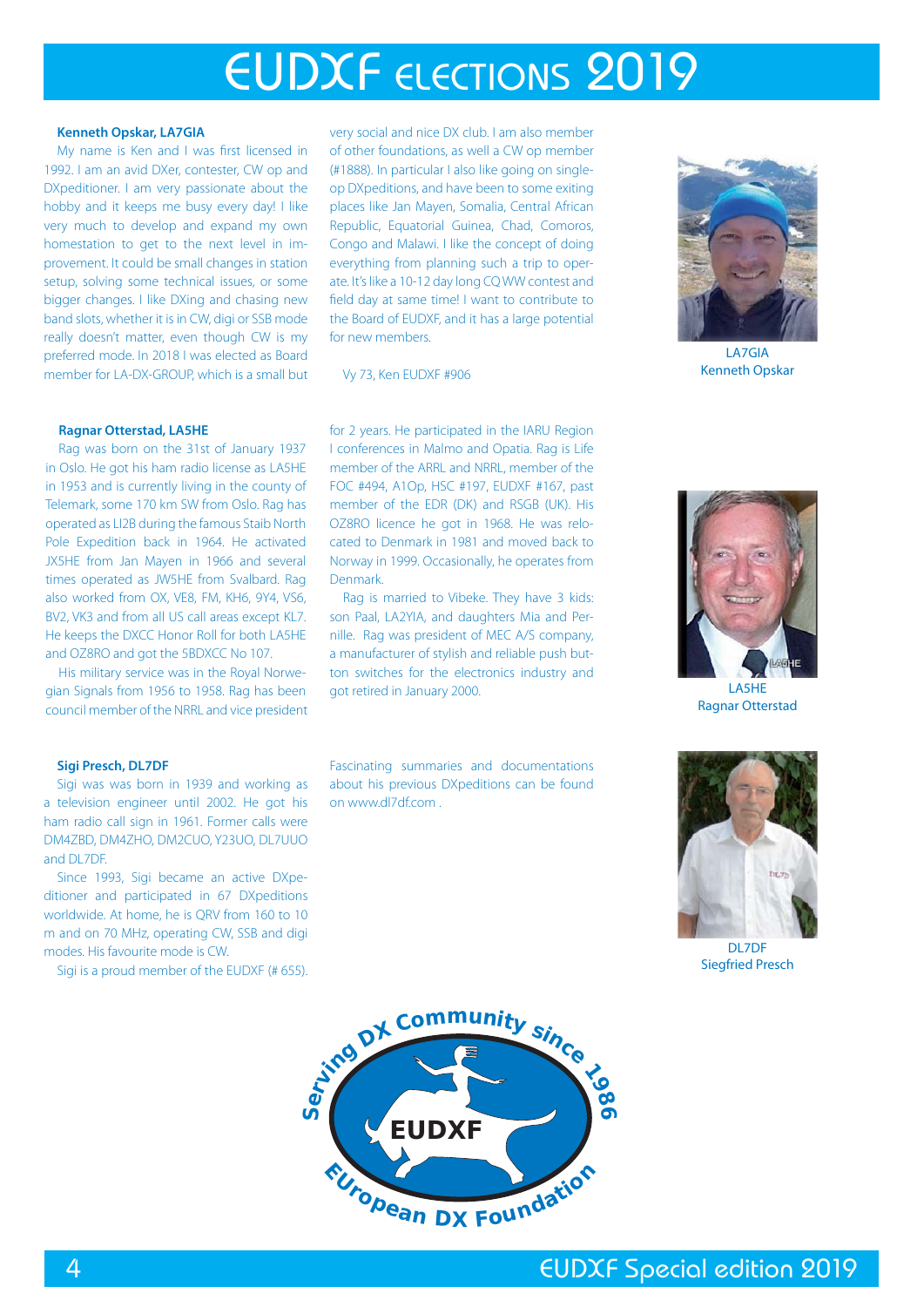# EUDXF ELECTIONS 2019

### Kenneth Opskar, LA7GIA

My name is Ken and I was first licensed in 1992. I am an avid DXer, contester, CW op and DXpeditioner. I am very passionate about the hobby and it keeps me busy every day! I like very much to develop and expand my own homestation to get to the next level in improvement. It could be small changes in station setup, solving some technical issues, or some bigger changes. I like DXing and chasing new band slots, whether it is in CW, digi or SSB mode really doesn't matter, even though CW is my preferred mode. In 2018 I was elected as Board member for LA-DX-GROUP, which is a small but very social and nice DX club. I am also member of other foundations, as well a CW op member (#1888). In particular I also like going on single-op DXpeditions, and have been to some exiting places like Jan Mayen, Somalia, Central African Republic, Equatorial Guinea, Chad, Comoros, Congo and Malawi. I like the concept of doing everything from planning such a trip to operate. It's like a 10-12 day long CQ WW contest and field day at same time! I want to contribute to the Board of EUDXF, and it has a large potential for new members.

Vy 73, Ken EUDXF #906

LA7GIA
Kenneth Opskar

### Ragnar Otterstad, LA5HE

Rag was born on the 31st of January 1937 in Oslo. He got his ham radio license as LA5HE in 1953 and is currently living in the county of Telemark, some 170 km SW from Oslo. Rag has operated as LI2B during the famous Staib North Pole Expedition back in 1964. He activated JX5HE from Jan Mayen in 1966 and several times operated as JW5HE from Svalbard. Rag also worked from OX, VE8, FM, KH6, 9Y4, VS6, BV2, VK3 and from all US call areas except KL7. He keeps the DXCC Honor Roll for both LA5HE and OZ8RO and got the 5BDXCC No 107.

His military service was in the Royal Norwegian Signals from 1956 to 1958. Rag has been council member of the NRRL and vice president for 2 years. He participated in the IARU Region I conferences in Malmo and Opatia. Rag is Life member of the ARRL and NRRL, member of the FOC #494, A1Op, HSC #197, EUDXF #167, past member of the EDR (DK) and RSGB (UK). His OZ8RO licence he got in 1968. He was relocated to Denmark in 1981 and moved back to Norway in 1999. Occasionally, he operates from Denmark.

Rag is married to Vibeke. They have 3 kids: son Paal, LA2YIA, and daughters Mia and Pernille. Rag was president of MEC A/S company, a manufacturer of stylish and reliable push button switches for the electronics industry and got retired in January 2000.

LA5HE
Ragnar Otterstad

### Sigi Presch, DL7DF

Sigi was was born in 1939 and working as a television engineer until 2002. He got his ham radio call sign in 1961. Former calls were DM4ZBD, DM4ZHO, DM2CUO, Y23UO, DL7UUO and DL7DF.

Since 1993, Sigi became an active DXpeditioner and participated in 67 DXpeditions worldwide. At home, he is QRV from 160 to 10 m and on 70 MHz, operating CW, SSB and digi modes. His favourite mode is CW.

Sigi is a proud member of the EUDXF (# 655).

Fascinating summaries and documentations about his previous DXpeditions can be found on www.dl7df.com .

DL7DF
Siegfried Presch

Serving DX Community since 1986
EUDXF
European DX Foundation